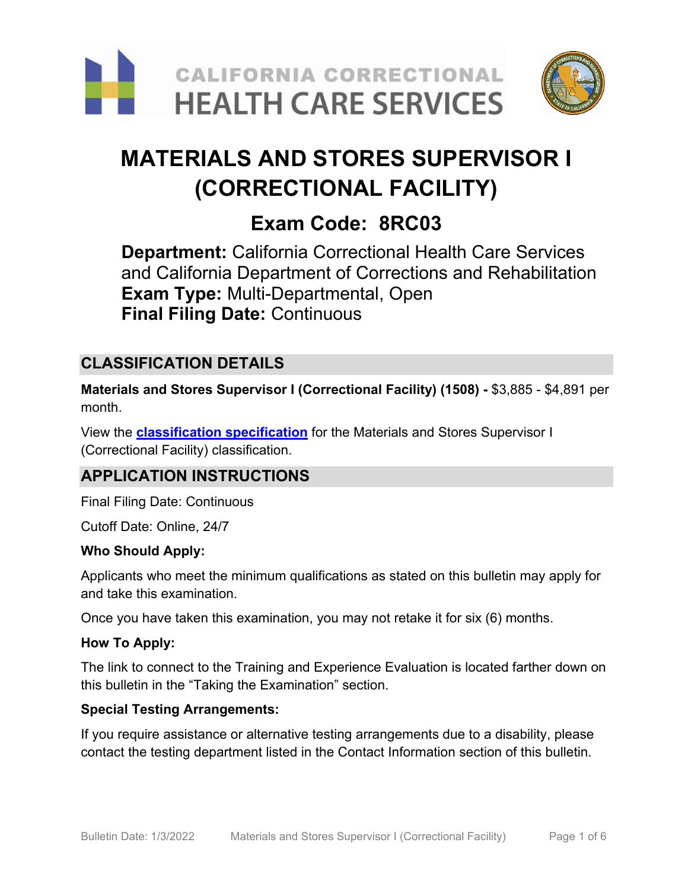# MATERIALS AND STORES SUPERVISOR I (CORRECTIONAL FACILITY)

## Exam Code: 8RC03

**Department:** California Correctional Health Care Services and California Department of Corrections and Rehabilitation
**Exam Type:** Multi-Departmental, Open
**Final Filing Date:** Continuous

## CLASSIFICATION DETAILS

**Materials and Stores Supervisor I (Correctional Facility) (1508) -** $3,885 - $4,891 per month.

View the **classification specification** for the Materials and Stores Supervisor I (Correctional Facility) classification.

## APPLICATION INSTRUCTIONS

Final Filing Date: Continuous

Cutoff Date: Online, 24/7

**Who Should Apply:**

Applicants who meet the minimum qualifications as stated on this bulletin may apply for and take this examination.

Once you have taken this examination, you may not retake it for six (6) months.

**How To Apply:**

The link to connect to the Training and Experience Evaluation is located farther down on this bulletin in the "Taking the Examination" section.

**Special Testing Arrangements:**

If you require assistance or alternative testing arrangements due to a disability, please contact the testing department listed in the Contact Information section of this bulletin.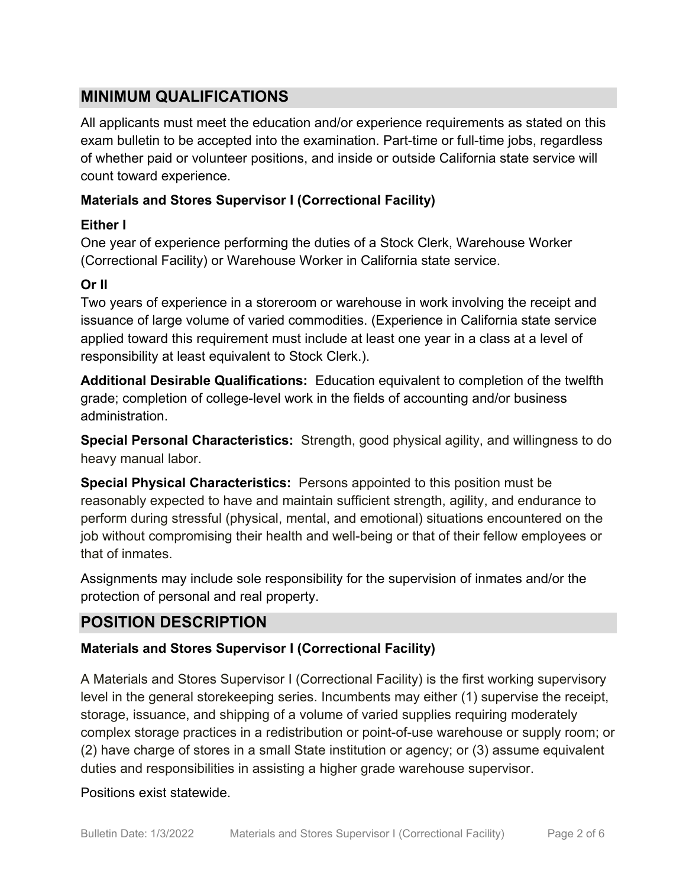## MINIMUM QUALIFICATIONS

All applicants must meet the education and/or experience requirements as stated on this exam bulletin to be accepted into the examination. Part-time or full-time jobs, regardless of whether paid or volunteer positions, and inside or outside California state service will count toward experience.

### Materials and Stores Supervisor I (Correctional Facility)

**Either I**
One year of experience performing the duties of a Stock Clerk, Warehouse Worker (Correctional Facility) or Warehouse Worker in California state service.

**Or II**
Two years of experience in a storeroom or warehouse in work involving the receipt and issuance of large volume of varied commodities. (Experience in California state service applied toward this requirement must include at least one year in a class at a level of responsibility at least equivalent to Stock Clerk.).

**Additional Desirable Qualifications:** Education equivalent to completion of the twelfth grade; completion of college-level work in the fields of accounting and/or business administration.

**Special Personal Characteristics:** Strength, good physical agility, and willingness to do heavy manual labor.

**Special Physical Characteristics:** Persons appointed to this position must be reasonably expected to have and maintain sufficient strength, agility, and endurance to perform during stressful (physical, mental, and emotional) situations encountered on the job without compromising their health and well-being or that of their fellow employees or that of inmates.

Assignments may include sole responsibility for the supervision of inmates and/or the protection of personal and real property.

## POSITION DESCRIPTION

### Materials and Stores Supervisor I (Correctional Facility)

A Materials and Stores Supervisor I (Correctional Facility) is the first working supervisory level in the general storekeeping series. Incumbents may either (1) supervise the receipt, storage, issuance, and shipping of a volume of varied supplies requiring moderately complex storage practices in a redistribution or point-of-use warehouse or supply room; or (2) have charge of stores in a small State institution or agency; or (3) assume equivalent duties and responsibilities in assisting a higher grade warehouse supervisor.

Positions exist statewide.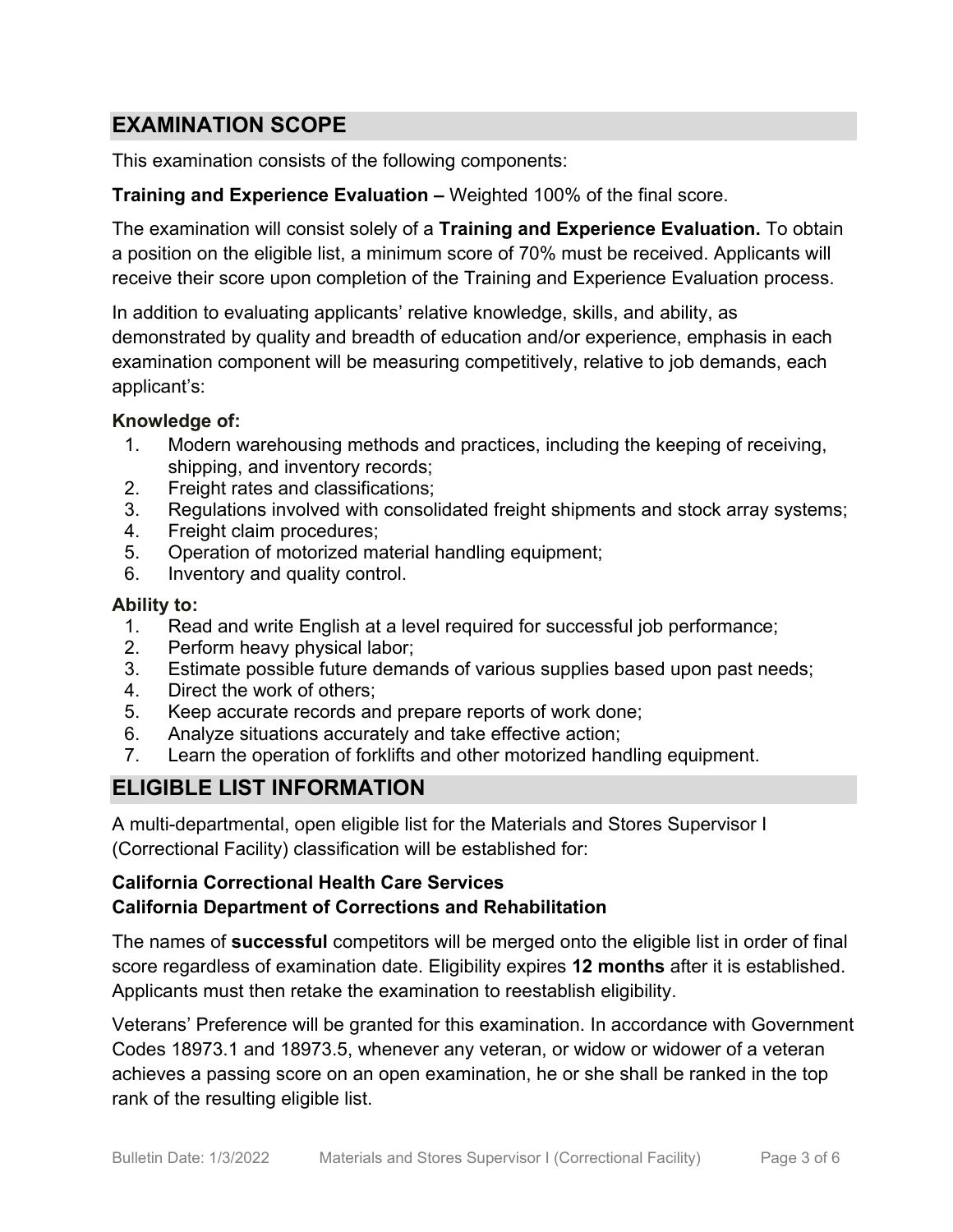## EXAMINATION SCOPE

This examination consists of the following components:

**Training and Experience Evaluation –** Weighted 100% of the final score.

The examination will consist solely of a **Training and Experience Evaluation.** To obtain a position on the eligible list, a minimum score of 70% must be received. Applicants will receive their score upon completion of the Training and Experience Evaluation process.

In addition to evaluating applicants' relative knowledge, skills, and ability, as demonstrated by quality and breadth of education and/or experience, emphasis in each examination component will be measuring competitively, relative to job demands, each applicant's:

**Knowledge of:**

1. Modern warehousing methods and practices, including the keeping of receiving, shipping, and inventory records;
2. Freight rates and classifications;
3. Regulations involved with consolidated freight shipments and stock array systems;
4. Freight claim procedures;
5. Operation of motorized material handling equipment;
6. Inventory and quality control.

**Ability to:**

1. Read and write English at a level required for successful job performance;
2. Perform heavy physical labor;
3. Estimate possible future demands of various supplies based upon past needs;
4. Direct the work of others;
5. Keep accurate records and prepare reports of work done;
6. Analyze situations accurately and take effective action;
7. Learn the operation of forklifts and other motorized handling equipment.

## ELIGIBLE LIST INFORMATION

A multi-departmental, open eligible list for the Materials and Stores Supervisor I (Correctional Facility) classification will be established for:

**California Correctional Health Care Services**
**California Department of Corrections and Rehabilitation**

The names of **successful** competitors will be merged onto the eligible list in order of final score regardless of examination date. Eligibility expires **12 months** after it is established. Applicants must then retake the examination to reestablish eligibility.

Veterans' Preference will be granted for this examination. In accordance with Government Codes 18973.1 and 18973.5, whenever any veteran, or widow or widower of a veteran achieves a passing score on an open examination, he or she shall be ranked in the top rank of the resulting eligible list.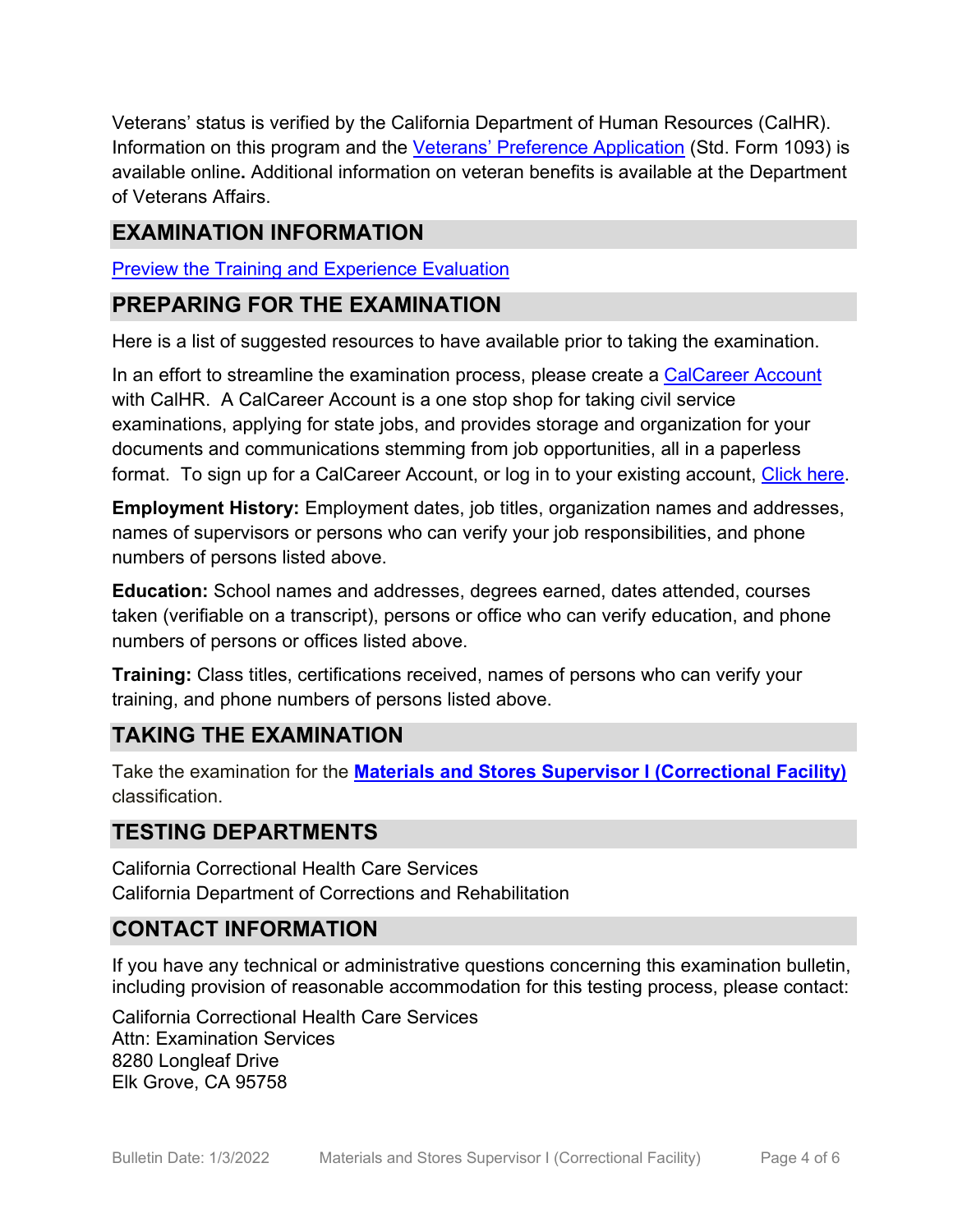Veterans' status is verified by the California Department of Human Resources (CalHR). Information on this program and the Veterans' Preference Application (Std. Form 1093) is available online**.** Additional information on veteran benefits is available at the Department of Veterans Affairs.

## EXAMINATION INFORMATION

Preview the Training and Experience Evaluation

## PREPARING FOR THE EXAMINATION

Here is a list of suggested resources to have available prior to taking the examination.

In an effort to streamline the examination process, please create a CalCareer Account with CalHR. A CalCareer Account is a one stop shop for taking civil service examinations, applying for state jobs, and provides storage and organization for your documents and communications stemming from job opportunities, all in a paperless format. To sign up for a CalCareer Account, or log in to your existing account, Click here.

**Employment History:** Employment dates, job titles, organization names and addresses, names of supervisors or persons who can verify your job responsibilities, and phone numbers of persons listed above.

**Education:** School names and addresses, degrees earned, dates attended, courses taken (verifiable on a transcript), persons or office who can verify education, and phone numbers of persons or offices listed above.

**Training:** Class titles, certifications received, names of persons who can verify your training, and phone numbers of persons listed above.

## TAKING THE EXAMINATION

Take the examination for the **Materials and Stores Supervisor I (Correctional Facility)** classification.

## TESTING DEPARTMENTS

California Correctional Health Care Services
California Department of Corrections and Rehabilitation

## CONTACT INFORMATION

If you have any technical or administrative questions concerning this examination bulletin, including provision of reasonable accommodation for this testing process, please contact:

California Correctional Health Care Services
Attn: Examination Services
8280 Longleaf Drive
Elk Grove, CA 95758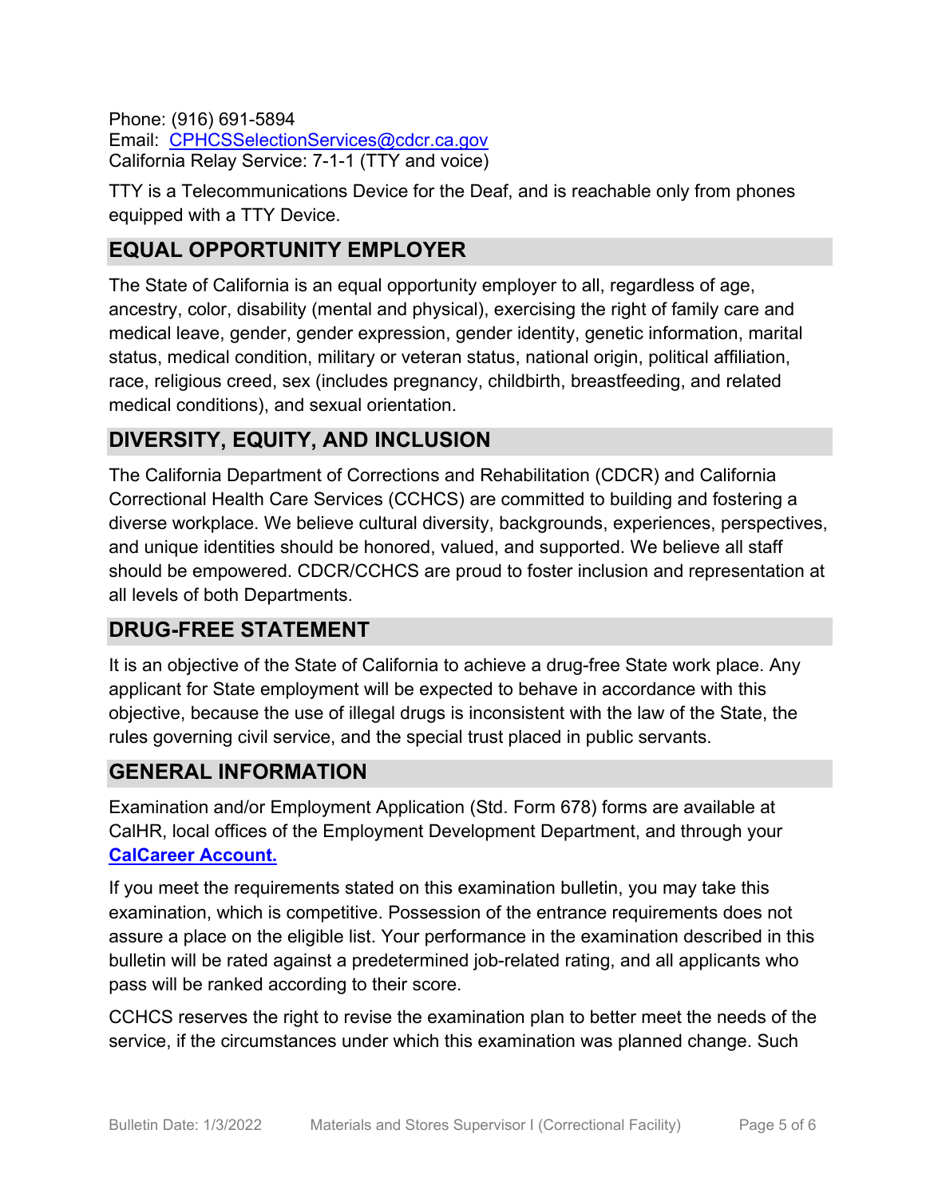Phone: (916) 691-5894
Email: [CPHCSSelectionServices@cdcr.ca.gov](mailto:CPHCSSelectionServices@cdcr.ca.gov)
California Relay Service: 7-1-1 (TTY and voice)

TTY is a Telecommunications Device for the Deaf, and is reachable only from phones equipped with a TTY Device.

## EQUAL OPPORTUNITY EMPLOYER

The State of California is an equal opportunity employer to all, regardless of age, ancestry, color, disability (mental and physical), exercising the right of family care and medical leave, gender, gender expression, gender identity, genetic information, marital status, medical condition, military or veteran status, national origin, political affiliation, race, religious creed, sex (includes pregnancy, childbirth, breastfeeding, and related medical conditions), and sexual orientation.

## DIVERSITY, EQUITY, AND INCLUSION

The California Department of Corrections and Rehabilitation (CDCR) and California Correctional Health Care Services (CCHCS) are committed to building and fostering a diverse workplace. We believe cultural diversity, backgrounds, experiences, perspectives, and unique identities should be honored, valued, and supported. We believe all staff should be empowered. CDCR/CCHCS are proud to foster inclusion and representation at all levels of both Departments.

## DRUG-FREE STATEMENT

It is an objective of the State of California to achieve a drug-free State work place. Any applicant for State employment will be expected to behave in accordance with this objective, because the use of illegal drugs is inconsistent with the law of the State, the rules governing civil service, and the special trust placed in public servants.

## GENERAL INFORMATION

Examination and/or Employment Application (Std. Form 678) forms are available at CalHR, local offices of the Employment Development Department, and through your **CalCareer Account.**

If you meet the requirements stated on this examination bulletin, you may take this examination, which is competitive. Possession of the entrance requirements does not assure a place on the eligible list. Your performance in the examination described in this bulletin will be rated against a predetermined job-related rating, and all applicants who pass will be ranked according to their score.

CCHCS reserves the right to revise the examination plan to better meet the needs of the service, if the circumstances under which this examination was planned change. Such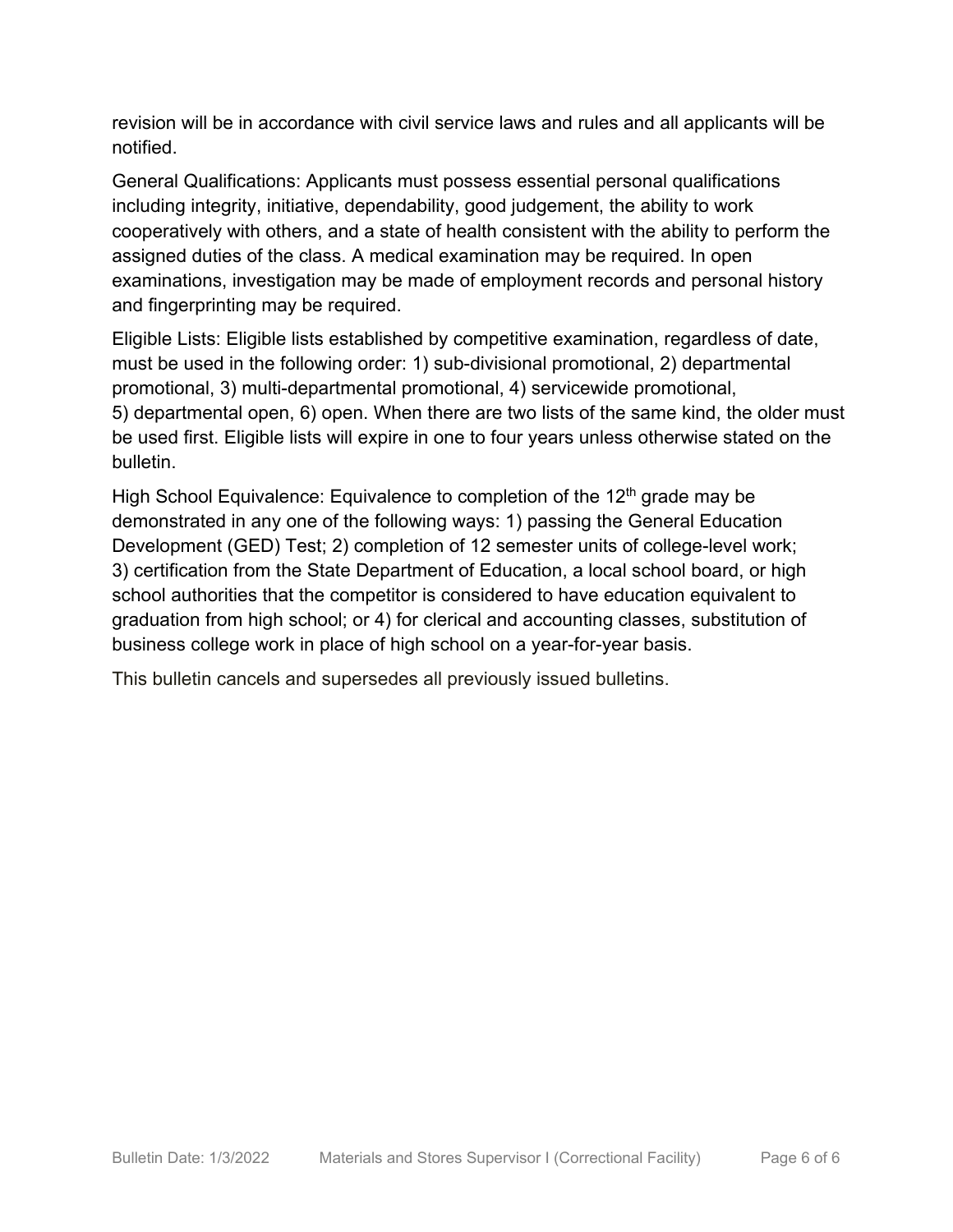revision will be in accordance with civil service laws and rules and all applicants will be notified.

General Qualifications: Applicants must possess essential personal qualifications including integrity, initiative, dependability, good judgement, the ability to work cooperatively with others, and a state of health consistent with the ability to perform the assigned duties of the class. A medical examination may be required. In open examinations, investigation may be made of employment records and personal history and fingerprinting may be required.

Eligible Lists: Eligible lists established by competitive examination, regardless of date, must be used in the following order: 1) sub-divisional promotional, 2) departmental promotional, 3) multi-departmental promotional, 4) servicewide promotional, 5) departmental open, 6) open. When there are two lists of the same kind, the older must be used first. Eligible lists will expire in one to four years unless otherwise stated on the bulletin.

High School Equivalence: Equivalence to completion of the 12th grade may be demonstrated in any one of the following ways: 1) passing the General Education Development (GED) Test; 2) completion of 12 semester units of college-level work; 3) certification from the State Department of Education, a local school board, or high school authorities that the competitor is considered to have education equivalent to graduation from high school; or 4) for clerical and accounting classes, substitution of business college work in place of high school on a year-for-year basis.

This bulletin cancels and supersedes all previously issued bulletins.